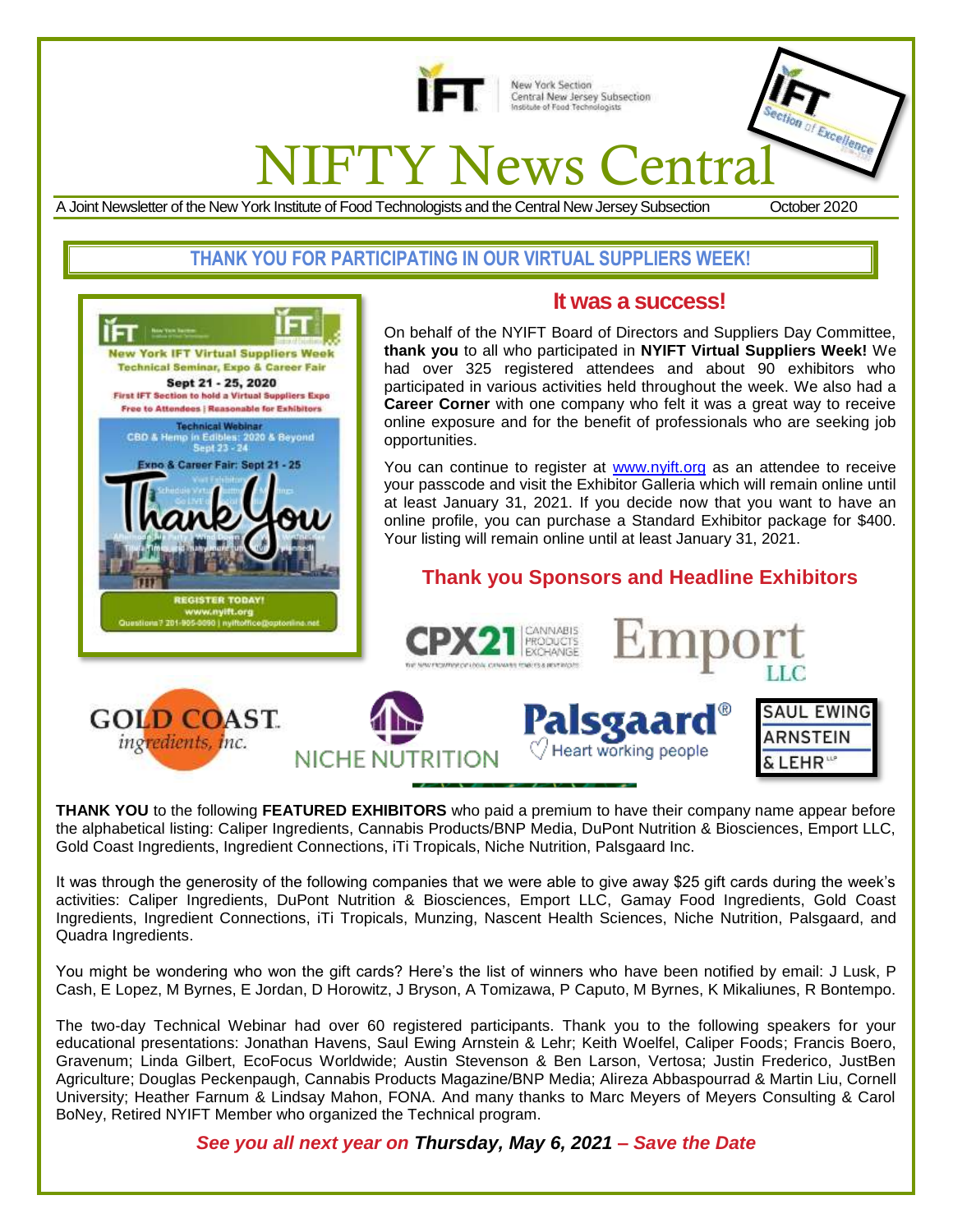New York Section
Central New Jersey Subsection
Institute of Food Technologists

# NIFTY News Central

A Joint Newsletter of the New York Institute of Food Technologists and the Central New Jersey Subsection — October 2020

## THANK YOU FOR PARTICIPATING IN OUR VIRTUAL SUPPLIERS WEEK!

### It was a success!

On behalf of the NYIFT Board of Directors and Suppliers Day Committee, **thank you** to all who participated in **NYIFT Virtual Suppliers Week!** We had over 325 registered attendees and about 90 exhibitors who participated in various activities held throughout the week. We also had a **Career Corner** with one company who felt it was a great way to receive online exposure and for the benefit of professionals who are seeking job opportunities.

You can continue to register at www.nyift.org as an attendee to receive your passcode and visit the Exhibitor Galleria which will remain online until at least January 31, 2021. If you decide now that you want to have an online profile, you can purchase a Standard Exhibitor package for $400. Your listing will remain online until at least January 31, 2021.

### Thank you Sponsors and Headline Exhibitors

**THANK YOU** to the following **FEATURED EXHIBITORS** who paid a premium to have their company name appear before the alphabetical listing: Caliper Ingredients, Cannabis Products/BNP Media, DuPont Nutrition & Biosciences, Emport LLC, Gold Coast Ingredients, Ingredient Connections, iTi Tropicals, Niche Nutrition, Palsgaard Inc.

It was through the generosity of the following companies that we were able to give away $25 gift cards during the week's activities: Caliper Ingredients, DuPont Nutrition & Biosciences, Emport LLC, Gamay Food Ingredients, Gold Coast Ingredients, Ingredient Connections, iTi Tropicals, Munzing, Nascent Health Sciences, Niche Nutrition, Palsgaard, and Quadra Ingredients.

You might be wondering who won the gift cards? Here's the list of winners who have been notified by email: J Lusk, P Cash, E Lopez, M Byrnes, E Jordan, D Horowitz, J Bryson, A Tomizawa, P Caputo, M Byrnes, K Mikaliunes, R Bontempo.

The two-day Technical Webinar had over 60 registered participants. Thank you to the following speakers for your educational presentations: Jonathan Havens, Saul Ewing Arnstein & Lehr; Keith Woelfel, Caliper Foods; Francis Boero, Gravenum; Linda Gilbert, EcoFocus Worldwide; Austin Stevenson & Ben Larson, Vertosa; Justin Frederico, JustBen Agriculture; Douglas Peckenpaugh, Cannabis Products Magazine/BNP Media; Alireza Abbaspourrad & Martin Liu, Cornell University; Heather Farnum & Lindsay Mahon, FONA. And many thanks to Marc Meyers of Meyers Consulting & Carol BoNey, Retired NYIFT Member who organized the Technical program.

***See you all next year on Thursday, May 6, 2021 – Save the Date***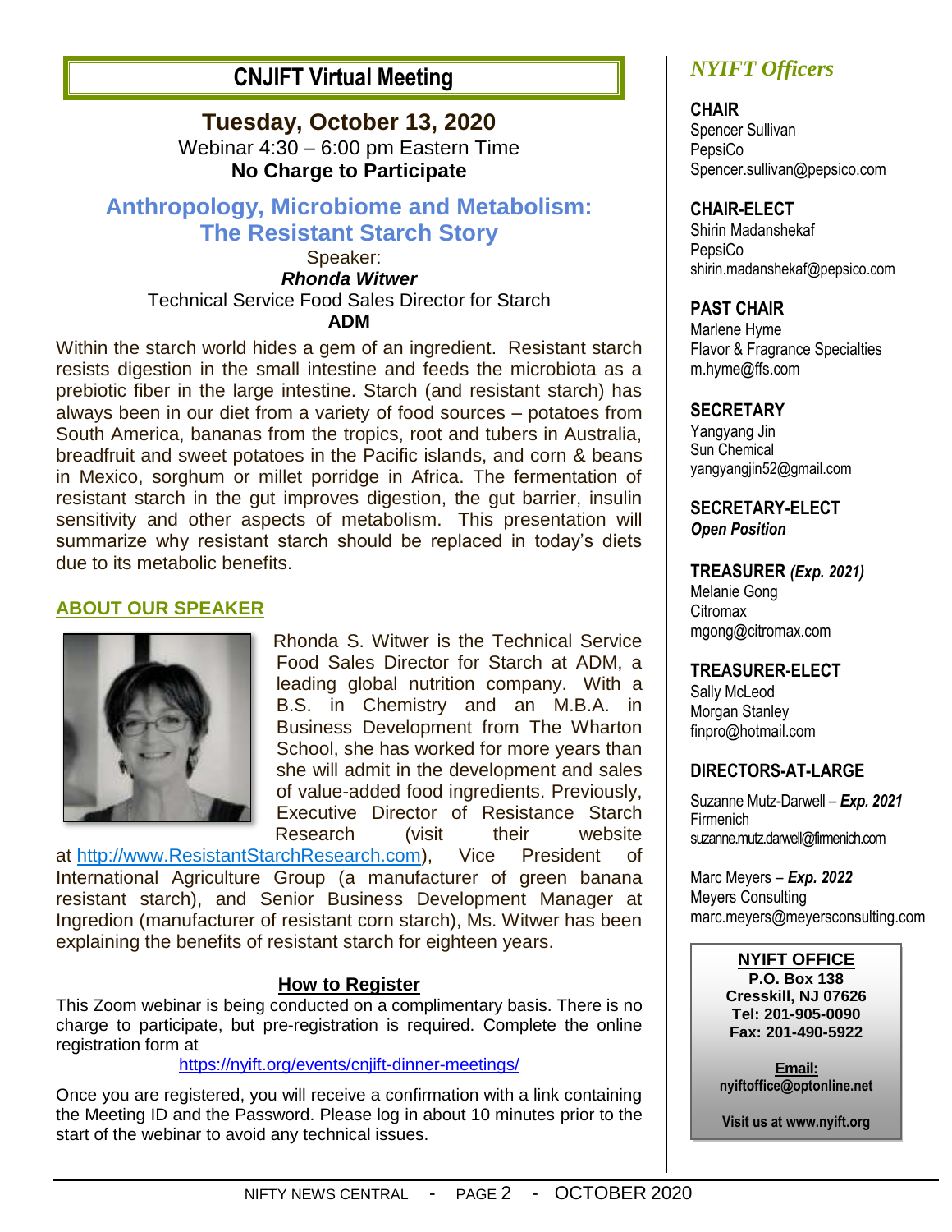# CNJIFT Virtual Meeting

**Tuesday, October 13, 2020**

Webinar 4:30 – 6:00 pm Eastern Time

**No Charge to Participate**

## Anthropology, Microbiome and Metabolism: The Resistant Starch Story

Speaker:

***Rhonda Witwer***

Technical Service Food Sales Director for Starch

**ADM**

Within the starch world hides a gem of an ingredient. Resistant starch resists digestion in the small intestine and feeds the microbiota as a prebiotic fiber in the large intestine. Starch (and resistant starch) has always been in our diet from a variety of food sources – potatoes from South America, bananas from the tropics, root and tubers in Australia, breadfruit and sweet potatoes in the Pacific islands, and corn & beans in Mexico, sorghum or millet porridge in Africa. The fermentation of resistant starch in the gut improves digestion, the gut barrier, insulin sensitivity and other aspects of metabolism. This presentation will summarize why resistant starch should be replaced in today's diets due to its metabolic benefits.

### ABOUT OUR SPEAKER

Rhonda S. Witwer is the Technical Service Food Sales Director for Starch at ADM, a leading global nutrition company. With a B.S. in Chemistry and an M.B.A. in Business Development from The Wharton School, she has worked for more years than she will admit in the development and sales of value-added food ingredients. Previously, Executive Director of Resistance Starch Research (visit their website at http://www.ResistantStarchResearch.com), Vice President of International Agriculture Group (a manufacturer of green banana resistant starch), and Senior Business Development Manager at Ingredion (manufacturer of resistant corn starch), Ms. Witwer has been explaining the benefits of resistant starch for eighteen years.

### How to Register

This Zoom webinar is being conducted on a complimentary basis. There is no charge to participate, but pre-registration is required. Complete the online registration form at

https://nyift.org/events/cnjift-dinner-meetings/

Once you are registered, you will receive a confirmation with a link containing the Meeting ID and the Password. Please log in about 10 minutes prior to the start of the webinar to avoid any technical issues.

## *NYIFT Officers*

**CHAIR**
Spencer Sullivan
PepsiCo
Spencer.sullivan@pepsico.com

**CHAIR-ELECT**
Shirin Madanshekaf
PepsiCo
shirin.madanshekaf@pepsico.com

**PAST CHAIR**
Marlene Hyme
Flavor & Fragrance Specialties
m.hyme@ffs.com

**SECRETARY**
Yangyang Jin
Sun Chemical
yangyangjin52@gmail.com

**SECRETARY-ELECT**
***Open Position***

**TREASURER** ***(Exp. 2021)***
Melanie Gong
Citromax
mgong@citromax.com

**TREASURER-ELECT**
Sally McLeod
Morgan Stanley
finpro@hotmail.com

**DIRECTORS-AT-LARGE**

Suzanne Mutz-Darwell – ***Exp. 2021***
Firmenich
suzanne.mutz.darwell@firmenich.com

Marc Meyers – ***Exp. 2022***
Meyers Consulting
marc.meyers@meyersconsulting.com

**NYIFT OFFICE**
**P.O. Box 138**
**Cresskill, NJ 07626**
**Tel: 201-905-0090**
**Fax: 201-490-5922**

**Email:**
**nyiftoffice@optonline.net**

**Visit us at www.nyift.org**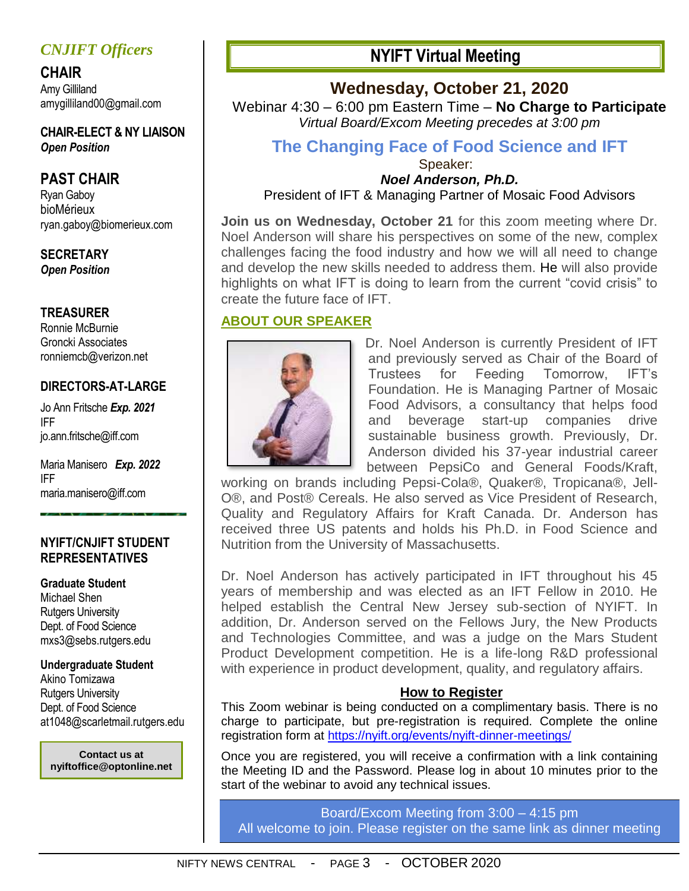## *CNJIFT Officers*

**CHAIR**
Amy Gilliland
amygilliland00@gmail.com

**CHAIR-ELECT & NY LIAISON**
***Open Position***

**PAST CHAIR**
Ryan Gaboy
bioMérieux
ryan.gaboy@biomerieux.com

**SECRETARY**
***Open Position***

**TREASURER**
Ronnie McBurnie
Groncki Associates
ronniemcb@verizon.net

**DIRECTORS-AT-LARGE**

Jo Ann Fritsche ***Exp. 2021***
IFF
jo.ann.fritsche@iff.com

Maria Manisero ***Exp. 2022***
IFF
maria.manisero@iff.com

**NYIFT/CNJIFT STUDENT REPRESENTATIVES**

**Graduate Student**
Michael Shen
Rutgers University
Dept. of Food Science
mxs3@sebs.rutgers.edu

**Undergraduate Student**
Akino Tomizawa
Rutgers University
Dept. of Food Science
at1048@scarletmail.rutgers.edu

**Contact us at nyiftoffice@optonline.net**

# NYIFT Virtual Meeting

## Wednesday, October 21, 2020

Webinar 4:30 – 6:00 pm Eastern Time – **No Charge to Participate**
*Virtual Board/Excom Meeting precedes at 3:00 pm*

## The Changing Face of Food Science and IFT

Speaker:
***Noel Anderson, Ph.D.***
President of IFT & Managing Partner of Mosaic Food Advisors

**Join us on Wednesday, October 21** for this zoom meeting where Dr. Noel Anderson will share his perspectives on some of the new, complex challenges facing the food industry and how we will all need to change and develop the new skills needed to address them. He will also provide highlights on what IFT is doing to learn from the current "covid crisis" to create the future face of IFT.

### ABOUT OUR SPEAKER

Dr. Noel Anderson is currently President of IFT and previously served as Chair of the Board of Trustees for Feeding Tomorrow, IFT's Foundation. He is Managing Partner of Mosaic Food Advisors, a consultancy that helps food and beverage start-up companies drive sustainable business growth. Previously, Dr. Anderson divided his 37-year industrial career between PepsiCo and General Foods/Kraft, working on brands including Pepsi-Cola®, Quaker®, Tropicana®, Jell-O®, and Post® Cereals. He also served as Vice President of Research, Quality and Regulatory Affairs for Kraft Canada. Dr. Anderson has received three US patents and holds his Ph.D. in Food Science and Nutrition from the University of Massachusetts.

Dr. Noel Anderson has actively participated in IFT throughout his 45 years of membership and was elected as an IFT Fellow in 2010. He helped establish the Central New Jersey sub-section of NYIFT. In addition, Dr. Anderson served on the Fellows Jury, the New Products and Technologies Committee, and was a judge on the Mars Student Product Development competition. He is a life-long R&D professional with experience in product development, quality, and regulatory affairs.

### How to Register

This Zoom webinar is being conducted on a complimentary basis. There is no charge to participate, but pre-registration is required. Complete the online registration form at https://nyift.org/events/nyift-dinner-meetings/

Once you are registered, you will receive a confirmation with a link containing the Meeting ID and the Password. Please log in about 10 minutes prior to the start of the webinar to avoid any technical issues.

Board/Excom Meeting from 3:00 – 4:15 pm
All welcome to join. Please register on the same link as dinner meeting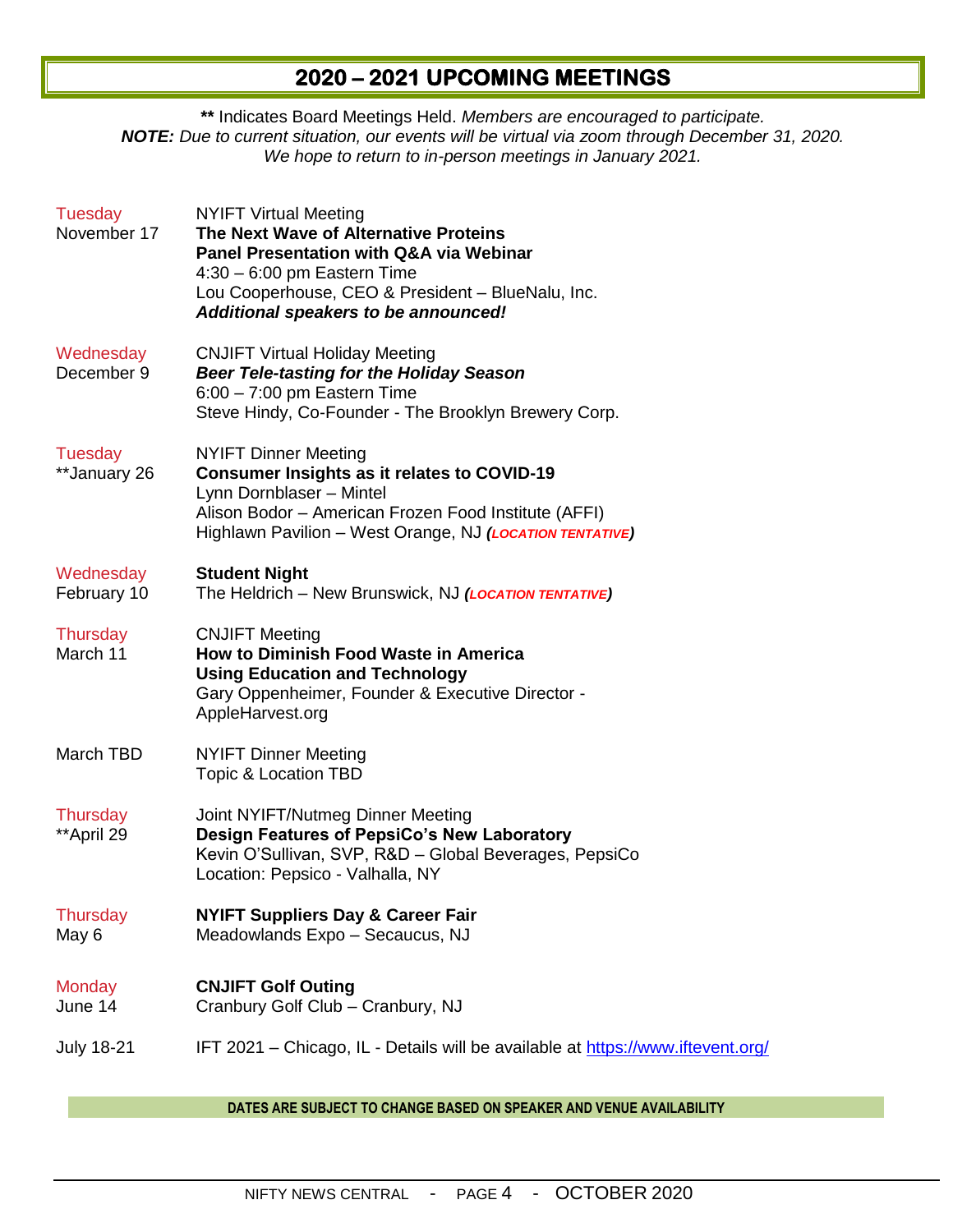# 2020 – 2021 UPCOMING MEETINGS

**\*\*** Indicates Board Meetings Held. *Members are encouraged to participate.*
***NOTE:*** *Due to current situation, our events will be virtual via zoom through December 31, 2020. We hope to return to in-person meetings in January 2021.*

| Date | Event |
|---|---|
| Tuesday<br>November 17 | NYIFT Virtual Meeting<br>**The Next Wave of Alternative Proteins**<br>**Panel Presentation with Q&A via Webinar**<br>4:30 – 6:00 pm Eastern Time<br>Lou Cooperhouse, CEO & President – BlueNalu, Inc.<br>***Additional speakers to be announced!*** |
| Wednesday<br>December 9 | CNJIFT Virtual Holiday Meeting<br>***Beer Tele-tasting for the Holiday Season***<br>6:00 – 7:00 pm Eastern Time<br>Steve Hindy, Co-Founder - The Brooklyn Brewery Corp. |
| Tuesday<br>\*\*January 26 | NYIFT Dinner Meeting<br>**Consumer Insights as it relates to COVID-19**<br>Lynn Dornblaser – Mintel<br>Alison Bodor – American Frozen Food Institute (AFFI)<br>Highlawn Pavilion – West Orange, NJ ***(LOCATION TENTATIVE)*** |
| Wednesday<br>February 10 | **Student Night**<br>The Heldrich – New Brunswick, NJ ***(LOCATION TENTATIVE)*** |
| Thursday<br>March 11 | CNJIFT Meeting<br>**How to Diminish Food Waste in America**<br>**Using Education and Technology**<br>Gary Oppenheimer, Founder & Executive Director - AppleHarvest.org |
| March TBD | NYIFT Dinner Meeting<br>Topic & Location TBD |
| Thursday<br>\*\*April 29 | Joint NYIFT/Nutmeg Dinner Meeting<br>**Design Features of PepsiCo's New Laboratory**<br>Kevin O'Sullivan, SVP, R&D – Global Beverages, PepsiCo<br>Location: Pepsico - Valhalla, NY |
| Thursday<br>May 6 | **NYIFT Suppliers Day & Career Fair**<br>Meadowlands Expo – Secaucus, NJ |
| Monday<br>June 14 | **CNJIFT Golf Outing**<br>Cranbury Golf Club – Cranbury, NJ |
| July 18-21 | IFT 2021 – Chicago, IL - Details will be available at https://www.iftevent.org/ |

**DATES ARE SUBJECT TO CHANGE BASED ON SPEAKER AND VENUE AVAILABILITY**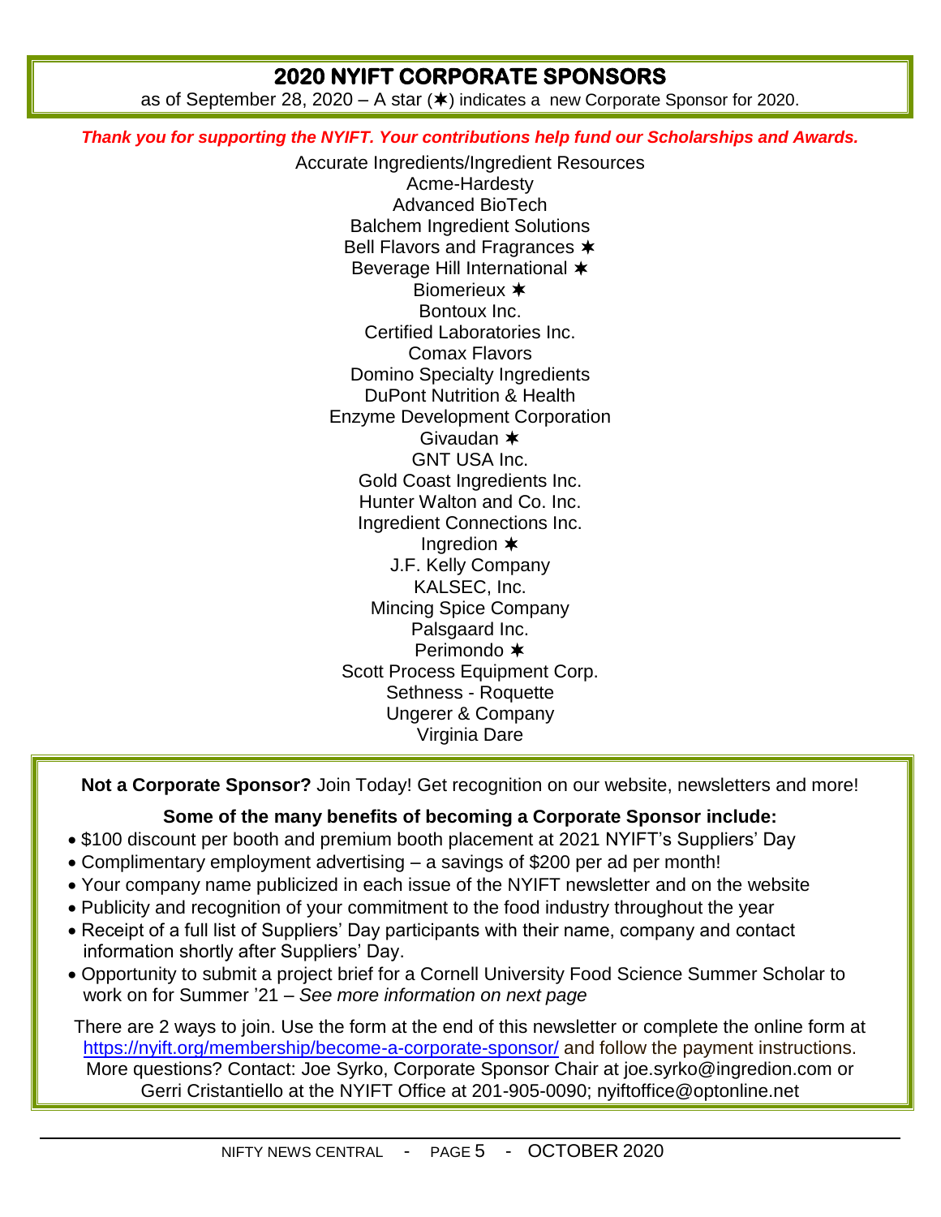## 2020 NYIFT CORPORATE SPONSORS

as of September 28, 2020 – A star (✶) indicates a new Corporate Sponsor for 2020.

***Thank you for supporting the NYIFT. Your contributions help fund our Scholarships and Awards.***

Accurate Ingredients/Ingredient Resources
Acme-Hardesty
Advanced BioTech
Balchem Ingredient Solutions
Bell Flavors and Fragrances ✶
Beverage Hill International ✶
Biomerieux ✶
Bontoux Inc.
Certified Laboratories Inc.
Comax Flavors
Domino Specialty Ingredients
DuPont Nutrition & Health
Enzyme Development Corporation
Givaudan ✶
GNT USA Inc.
Gold Coast Ingredients Inc.
Hunter Walton and Co. Inc.
Ingredient Connections Inc.
Ingredion ✶
J.F. Kelly Company
KALSEC, Inc.
Mincing Spice Company
Palsgaard Inc.
Perimondo ✶
Scott Process Equipment Corp.
Sethness - Roquette
Ungerer & Company
Virginia Dare

**Not a Corporate Sponsor?** Join Today! Get recognition on our website, newsletters and more!

**Some of the many benefits of becoming a Corporate Sponsor include:**

- $100 discount per booth and premium booth placement at 2021 NYIFT's Suppliers' Day
- Complimentary employment advertising – a savings of $200 per ad per month!
- Your company name publicized in each issue of the NYIFT newsletter and on the website
- Publicity and recognition of your commitment to the food industry throughout the year
- Receipt of a full list of Suppliers' Day participants with their name, company and contact information shortly after Suppliers' Day.
- Opportunity to submit a project brief for a Cornell University Food Science Summer Scholar to work on for Summer '21 – *See more information on next page*

There are 2 ways to join. Use the form at the end of this newsletter or complete the online form at https://nyift.org/membership/become-a-corporate-sponsor/ and follow the payment instructions. More questions? Contact: Joe Syrko, Corporate Sponsor Chair at joe.syrko@ingredion.com or Gerri Cristantiello at the NYIFT Office at 201-905-0090; nyiftoffice@optonline.net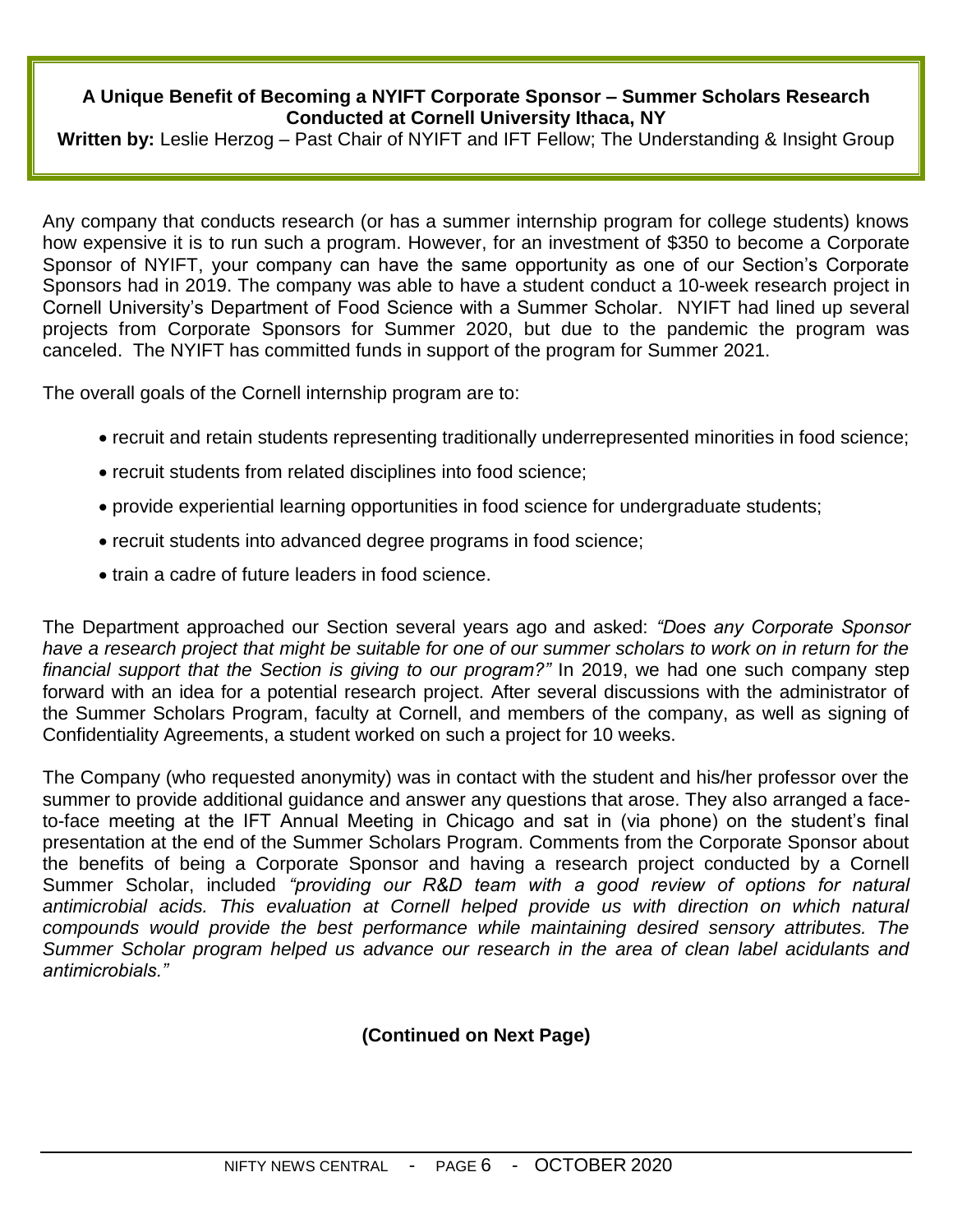**A Unique Benefit of Becoming a NYIFT Corporate Sponsor – Summer Scholars Research Conducted at Cornell University Ithaca, NY**

**Written by:** Leslie Herzog – Past Chair of NYIFT and IFT Fellow; The Understanding & Insight Group

Any company that conducts research (or has a summer internship program for college students) knows how expensive it is to run such a program. However, for an investment of $350 to become a Corporate Sponsor of NYIFT, your company can have the same opportunity as one of our Section's Corporate Sponsors had in 2019. The company was able to have a student conduct a 10-week research project in Cornell University's Department of Food Science with a Summer Scholar. NYIFT had lined up several projects from Corporate Sponsors for Summer 2020, but due to the pandemic the program was canceled. The NYIFT has committed funds in support of the program for Summer 2021.

The overall goals of the Cornell internship program are to:

- recruit and retain students representing traditionally underrepresented minorities in food science;
- recruit students from related disciplines into food science;
- provide experiential learning opportunities in food science for undergraduate students;
- recruit students into advanced degree programs in food science;
- train a cadre of future leaders in food science.

The Department approached our Section several years ago and asked: *"Does any Corporate Sponsor have a research project that might be suitable for one of our summer scholars to work on in return for the financial support that the Section is giving to our program?"* In 2019, we had one such company step forward with an idea for a potential research project. After several discussions with the administrator of the Summer Scholars Program, faculty at Cornell, and members of the company, as well as signing of Confidentiality Agreements, a student worked on such a project for 10 weeks.

The Company (who requested anonymity) was in contact with the student and his/her professor over the summer to provide additional guidance and answer any questions that arose. They also arranged a face-to-face meeting at the IFT Annual Meeting in Chicago and sat in (via phone) on the student's final presentation at the end of the Summer Scholars Program. Comments from the Corporate Sponsor about the benefits of being a Corporate Sponsor and having a research project conducted by a Cornell Summer Scholar, included *"providing our R&D team with a good review of options for natural antimicrobial acids. This evaluation at Cornell helped provide us with direction on which natural compounds would provide the best performance while maintaining desired sensory attributes. The Summer Scholar program helped us advance our research in the area of clean label acidulants and antimicrobials."*

**(Continued on Next Page)**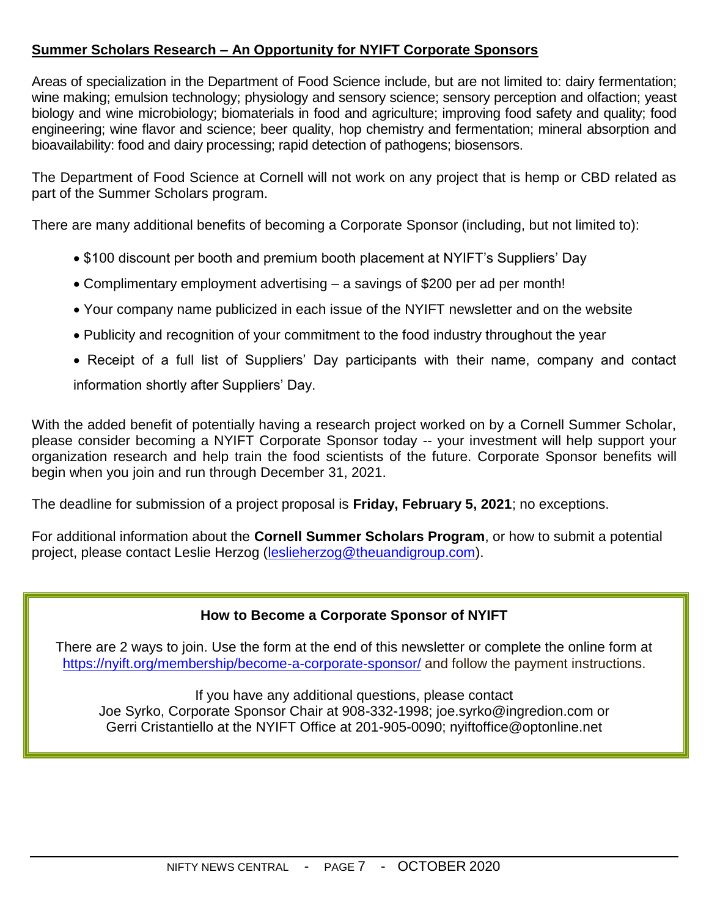## Summer Scholars Research – An Opportunity for NYIFT Corporate Sponsors

Areas of specialization in the Department of Food Science include, but are not limited to: dairy fermentation; wine making; emulsion technology; physiology and sensory science; sensory perception and olfaction; yeast biology and wine microbiology; biomaterials in food and agriculture; improving food safety and quality; food engineering; wine flavor and science; beer quality, hop chemistry and fermentation; mineral absorption and bioavailability: food and dairy processing; rapid detection of pathogens; biosensors.

The Department of Food Science at Cornell will not work on any project that is hemp or CBD related as part of the Summer Scholars program.

There are many additional benefits of becoming a Corporate Sponsor (including, but not limited to):

- $100 discount per booth and premium booth placement at NYIFT's Suppliers' Day
- Complimentary employment advertising – a savings of $200 per ad per month!
- Your company name publicized in each issue of the NYIFT newsletter and on the website
- Publicity and recognition of your commitment to the food industry throughout the year
- Receipt of a full list of Suppliers' Day participants with their name, company and contact information shortly after Suppliers' Day.

With the added benefit of potentially having a research project worked on by a Cornell Summer Scholar, please consider becoming a NYIFT Corporate Sponsor today -- your investment will help support your organization research and help train the food scientists of the future. Corporate Sponsor benefits will begin when you join and run through December 31, 2021.

The deadline for submission of a project proposal is **Friday, February 5, 2021**; no exceptions.

For additional information about the **Cornell Summer Scholars Program**, or how to submit a potential project, please contact Leslie Herzog (leslieherzog@theuandigroup.com).

### How to Become a Corporate Sponsor of NYIFT

There are 2 ways to join. Use the form at the end of this newsletter or complete the online form at https://nyift.org/membership/become-a-corporate-sponsor/ and follow the payment instructions.

If you have any additional questions, please contact
Joe Syrko, Corporate Sponsor Chair at 908-332-1998; joe.syrko@ingredion.com or
Gerri Cristantiello at the NYIFT Office at 201-905-0090; nyiftoffice@optonline.net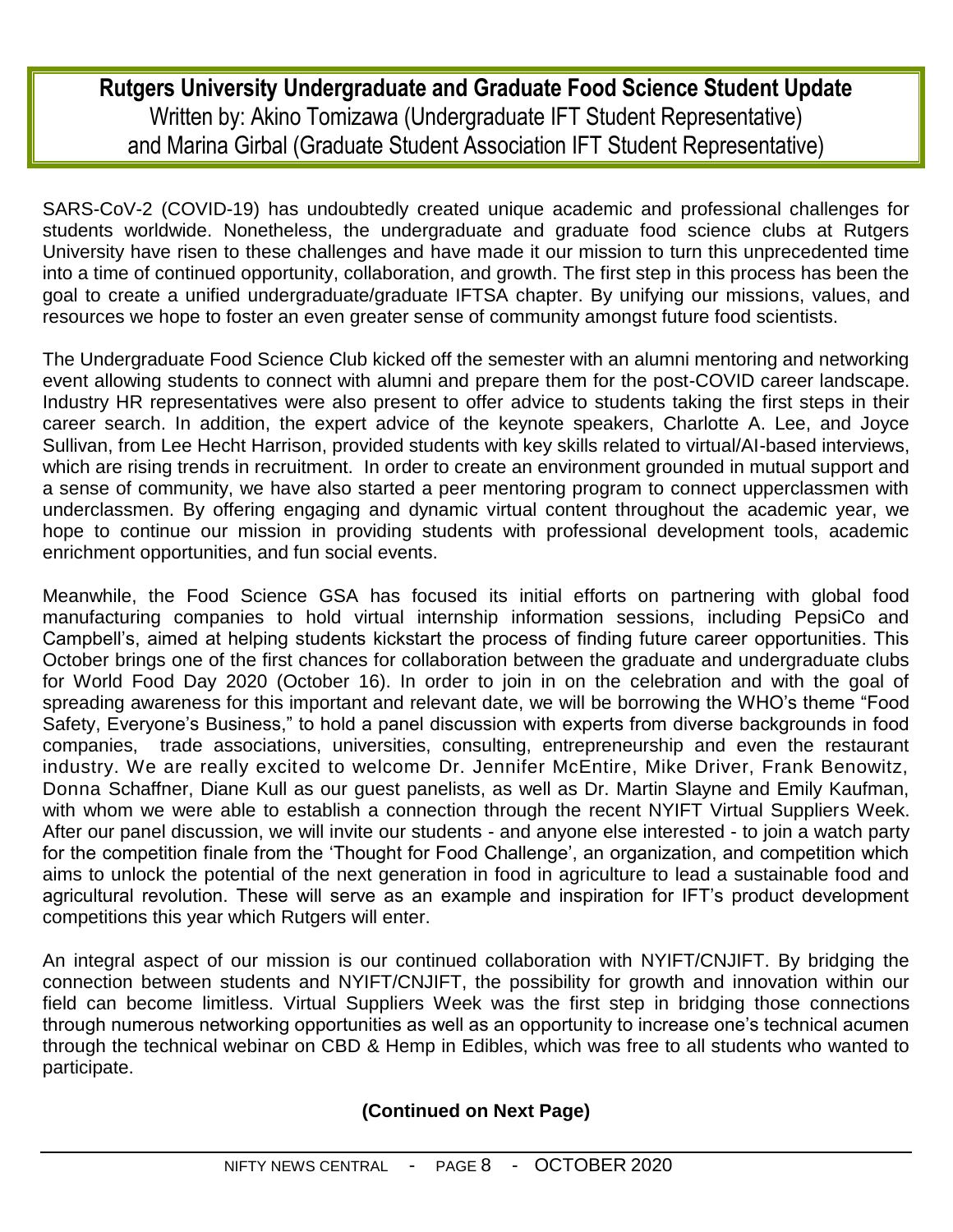## Rutgers University Undergraduate and Graduate Food Science Student Update

Written by: Akino Tomizawa (Undergraduate IFT Student Representative) and Marina Girbal (Graduate Student Association IFT Student Representative)

SARS-CoV-2 (COVID-19) has undoubtedly created unique academic and professional challenges for students worldwide. Nonetheless, the undergraduate and graduate food science clubs at Rutgers University have risen to these challenges and have made it our mission to turn this unprecedented time into a time of continued opportunity, collaboration, and growth. The first step in this process has been the goal to create a unified undergraduate/graduate IFTSA chapter. By unifying our missions, values, and resources we hope to foster an even greater sense of community amongst future food scientists.

The Undergraduate Food Science Club kicked off the semester with an alumni mentoring and networking event allowing students to connect with alumni and prepare them for the post-COVID career landscape. Industry HR representatives were also present to offer advice to students taking the first steps in their career search. In addition, the expert advice of the keynote speakers, Charlotte A. Lee, and Joyce Sullivan, from Lee Hecht Harrison, provided students with key skills related to virtual/AI-based interviews, which are rising trends in recruitment. In order to create an environment grounded in mutual support and a sense of community, we have also started a peer mentoring program to connect upperclassmen with underclassmen. By offering engaging and dynamic virtual content throughout the academic year, we hope to continue our mission in providing students with professional development tools, academic enrichment opportunities, and fun social events.

Meanwhile, the Food Science GSA has focused its initial efforts on partnering with global food manufacturing companies to hold virtual internship information sessions, including PepsiCo and Campbell's, aimed at helping students kickstart the process of finding future career opportunities. This October brings one of the first chances for collaboration between the graduate and undergraduate clubs for World Food Day 2020 (October 16). In order to join in on the celebration and with the goal of spreading awareness for this important and relevant date, we will be borrowing the WHO's theme "Food Safety, Everyone's Business," to hold a panel discussion with experts from diverse backgrounds in food companies, trade associations, universities, consulting, entrepreneurship and even the restaurant industry. We are really excited to welcome Dr. Jennifer McEntire, Mike Driver, Frank Benowitz, Donna Schaffner, Diane Kull as our guest panelists, as well as Dr. Martin Slayne and Emily Kaufman, with whom we were able to establish a connection through the recent NYIFT Virtual Suppliers Week. After our panel discussion, we will invite our students - and anyone else interested - to join a watch party for the competition finale from the 'Thought for Food Challenge', an organization, and competition which aims to unlock the potential of the next generation in food in agriculture to lead a sustainable food and agricultural revolution. These will serve as an example and inspiration for IFT's product development competitions this year which Rutgers will enter.

An integral aspect of our mission is our continued collaboration with NYIFT/CNJIFT. By bridging the connection between students and NYIFT/CNJIFT, the possibility for growth and innovation within our field can become limitless. Virtual Suppliers Week was the first step in bridging those connections through numerous networking opportunities as well as an opportunity to increase one's technical acumen through the technical webinar on CBD & Hemp in Edibles, which was free to all students who wanted to participate.

**(Continued on Next Page)**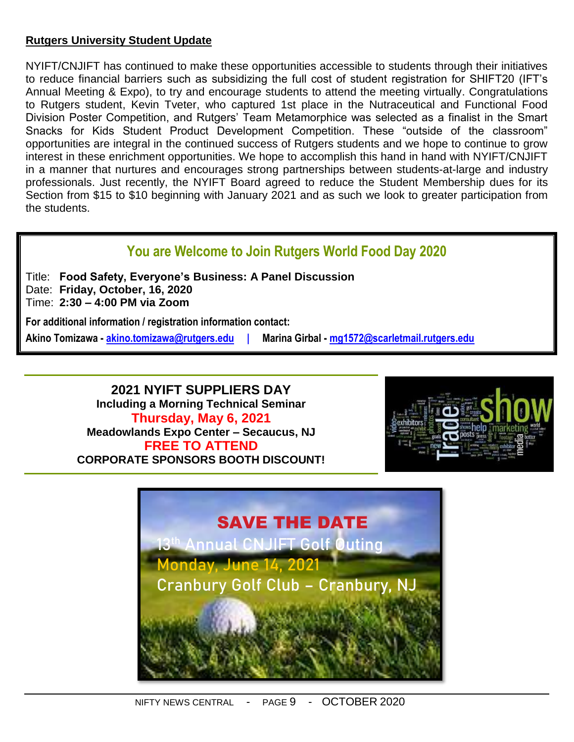**Rutgers University Student Update**

NYIFT/CNJIFT has continued to make these opportunities accessible to students through their initiatives to reduce financial barriers such as subsidizing the full cost of student registration for SHIFT20 (IFT's Annual Meeting & Expo), to try and encourage students to attend the meeting virtually. Congratulations to Rutgers student, Kevin Tveter, who captured 1st place in the Nutraceutical and Functional Food Division Poster Competition, and Rutgers' Team Metamorphice was selected as a finalist in the Smart Snacks for Kids Student Product Development Competition. These "outside of the classroom" opportunities are integral in the continued success of Rutgers students and we hope to continue to grow interest in these enrichment opportunities. We hope to accomplish this hand in hand with NYIFT/CNJIFT in a manner that nurtures and encourages strong partnerships between students-at-large and industry professionals. Just recently, the NYIFT Board agreed to reduce the Student Membership dues for its Section from $15 to $10 beginning with January 2021 and as such we look to greater participation from the students.

## You are Welcome to Join Rutgers World Food Day 2020

Title: **Food Safety, Everyone's Business: A Panel Discussion**
Date: **Friday, October, 16, 2020**
Time: **2:30 – 4:00 PM via Zoom**

**For additional information / registration information contact:**

**Akino Tomizawa - akino.tomizawa@rutgers.edu | Marina Girbal - mg1572@scarletmail.rutgers.edu**

**2021 NYIFT SUPPLIERS DAY**
**Including a Morning Technical Seminar**
**Thursday, May 6, 2021**
**Meadowlands Expo Center – Secaucus, NJ**
**FREE TO ATTEND**
**CORPORATE SPONSORS BOOTH DISCOUNT!**

**SAVE THE DATE**
13th Annual CNJIFT Golf Outing
Monday, June 14, 2021
Cranbury Golf Club – Cranbury, NJ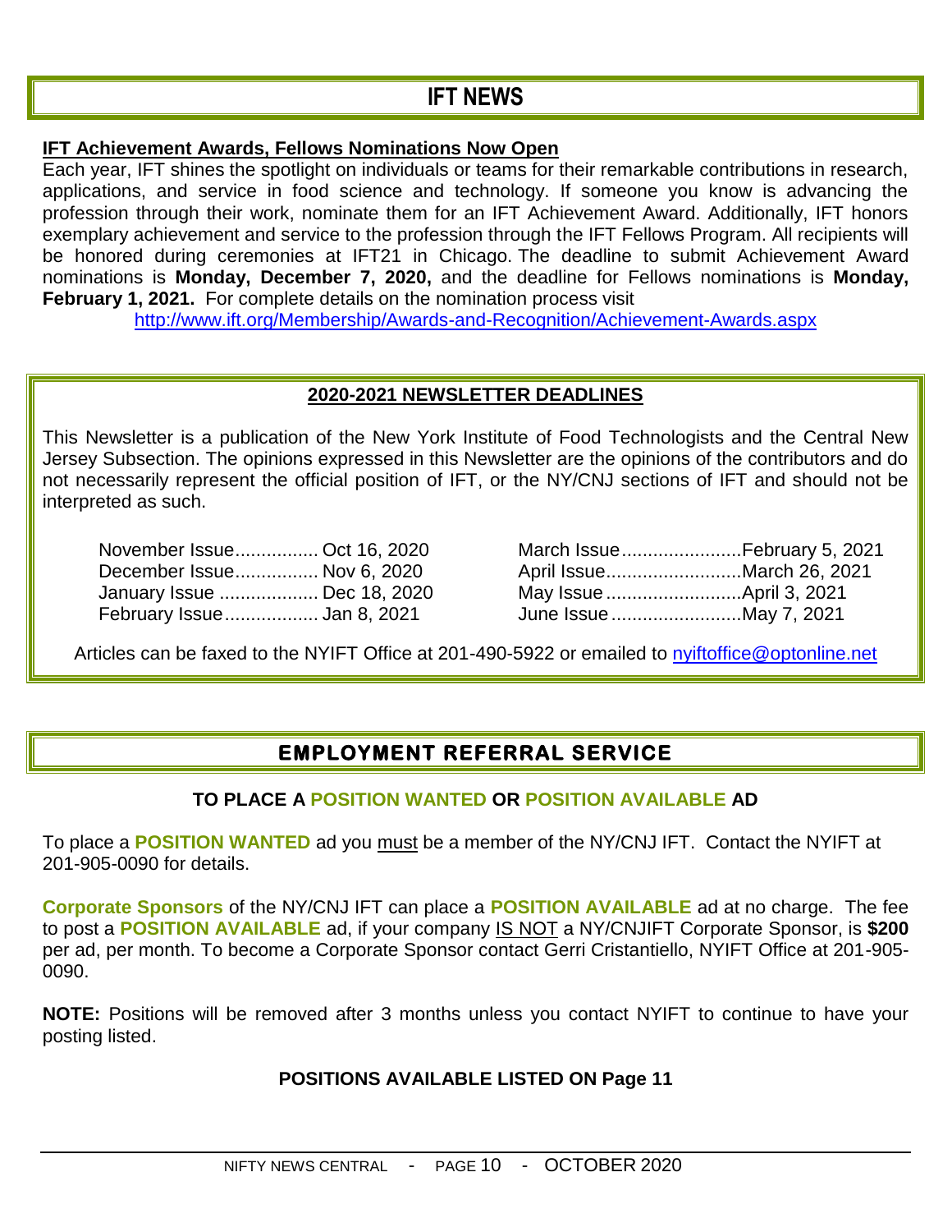# IFT NEWS

**IFT Achievement Awards, Fellows Nominations Now Open**

Each year, IFT shines the spotlight on individuals or teams for their remarkable contributions in research, applications, and service in food science and technology. If someone you know is advancing the profession through their work, nominate them for an IFT Achievement Award. Additionally, IFT honors exemplary achievement and service to the profession through the IFT Fellows Program. All recipients will be honored during ceremonies at IFT21 in Chicago. The deadline to submit Achievement Award nominations is **Monday, December 7, 2020,** and the deadline for Fellows nominations is **Monday, February 1, 2021.** For complete details on the nomination process visit http://www.ift.org/Membership/Awards-and-Recognition/Achievement-Awards.aspx

## 2020-2021 NEWSLETTER DEADLINES

This Newsletter is a publication of the New York Institute of Food Technologists and the Central New Jersey Subsection. The opinions expressed in this Newsletter are the opinions of the contributors and do not necessarily represent the official position of IFT, or the NY/CNJ sections of IFT and should not be interpreted as such.

| Issue | Deadline |
|---|---|
| November Issue | Oct 16, 2020 |
| December Issue | Nov 6, 2020 |
| January Issue | Dec 18, 2020 |
| February Issue | Jan 8, 2021 |
| March Issue | February 5, 2021 |
| April Issue | March 26, 2021 |
| May Issue | April 3, 2021 |
| June Issue | May 7, 2021 |

Articles can be faxed to the NYIFT Office at 201-490-5922 or emailed to nyiftoffice@optonline.net

# EMPLOYMENT REFERRAL SERVICE

**TO PLACE A POSITION WANTED OR POSITION AVAILABLE AD**

To place a **POSITION WANTED** ad you must be a member of the NY/CNJ IFT. Contact the NYIFT at 201-905-0090 for details.

**Corporate Sponsors** of the NY/CNJ IFT can place a **POSITION AVAILABLE** ad at no charge. The fee to post a **POSITION AVAILABLE** ad, if your company IS NOT a NY/CNJIFT Corporate Sponsor, is **$200** per ad, per month. To become a Corporate Sponsor contact Gerri Cristantiello, NYIFT Office at 201-905-0090.

**NOTE:** Positions will be removed after 3 months unless you contact NYIFT to continue to have your posting listed.

**POSITIONS AVAILABLE LISTED ON Page 11**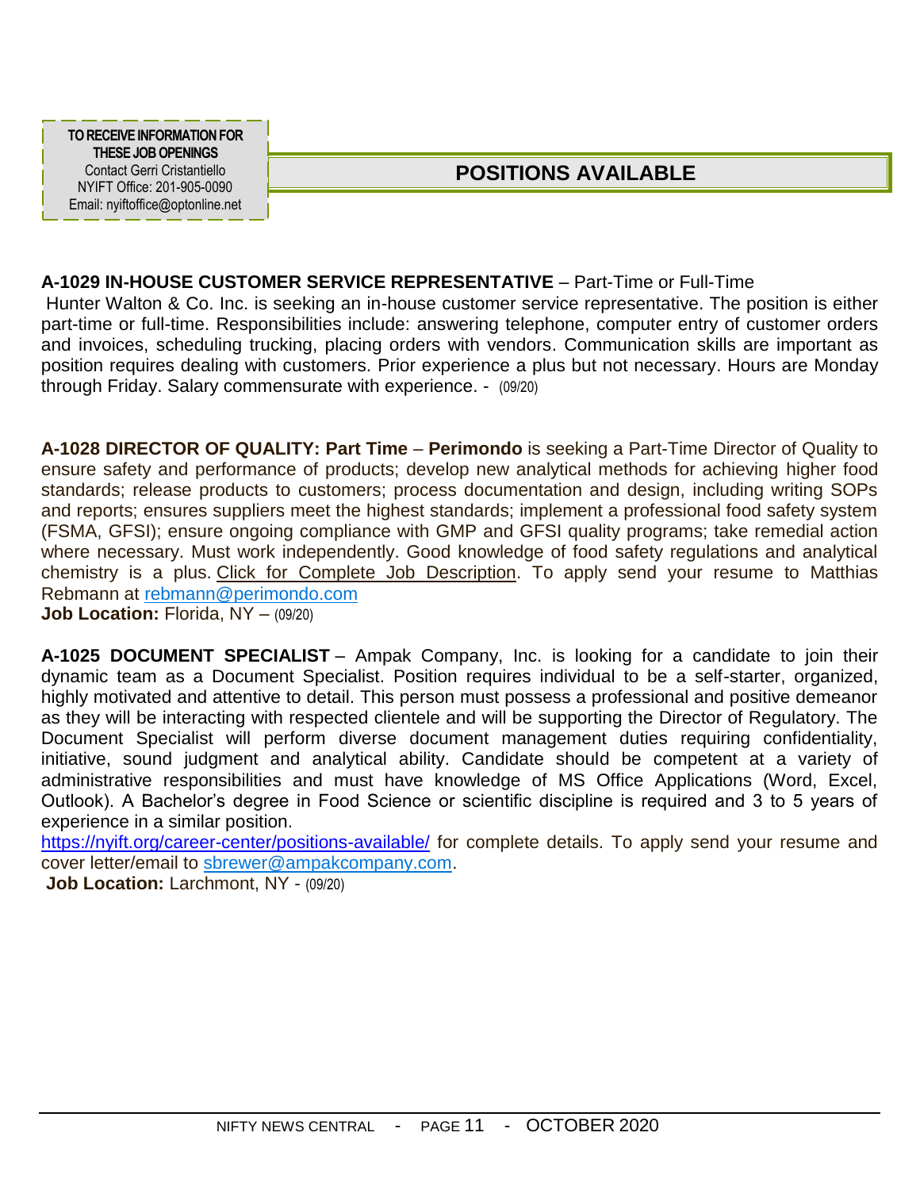**TO RECEIVE INFORMATION FOR THESE JOB OPENINGS**
Contact Gerri Cristantiello
NYIFT Office: 201-905-0090
Email: nyiftoffice@optonline.net

## POSITIONS AVAILABLE

**A-1029 IN-HOUSE CUSTOMER SERVICE REPRESENTATIVE** – Part-Time or Full-Time

Hunter Walton & Co. Inc. is seeking an in-house customer service representative. The position is either part-time or full-time. Responsibilities include: answering telephone, computer entry of customer orders and invoices, scheduling trucking, placing orders with vendors. Communication skills are important as position requires dealing with customers. Prior experience a plus but not necessary. Hours are Monday through Friday. Salary commensurate with experience. - (09/20)

**A-1028 DIRECTOR OF QUALITY: Part Time** – **Perimondo** is seeking a Part-Time Director of Quality to ensure safety and performance of products; develop new analytical methods for achieving higher food standards; release products to customers; process documentation and design, including writing SOPs and reports; ensures suppliers meet the highest standards; implement a professional food safety system (FSMA, GFSI); ensure ongoing compliance with GMP and GFSI quality programs; take remedial action where necessary. Must work independently. Good knowledge of food safety regulations and analytical chemistry is a plus. Click for Complete Job Description. To apply send your resume to Matthias Rebmann at rebmann@perimondo.com

**Job Location:** Florida, NY – (09/20)

**A-1025 DOCUMENT SPECIALIST** – Ampak Company, Inc. is looking for a candidate to join their dynamic team as a Document Specialist. Position requires individual to be a self-starter, organized, highly motivated and attentive to detail. This person must possess a professional and positive demeanor as they will be interacting with respected clientele and will be supporting the Director of Regulatory. The Document Specialist will perform diverse document management duties requiring confidentiality, initiative, sound judgment and analytical ability. Candidate should be competent at a variety of administrative responsibilities and must have knowledge of MS Office Applications (Word, Excel, Outlook). A Bachelor's degree in Food Science or scientific discipline is required and 3 to 5 years of experience in a similar position.

https://nyift.org/career-center/positions-available/ for complete details. To apply send your resume and cover letter/email to sbrewer@ampakcompany.com.

**Job Location:** Larchmont, NY - (09/20)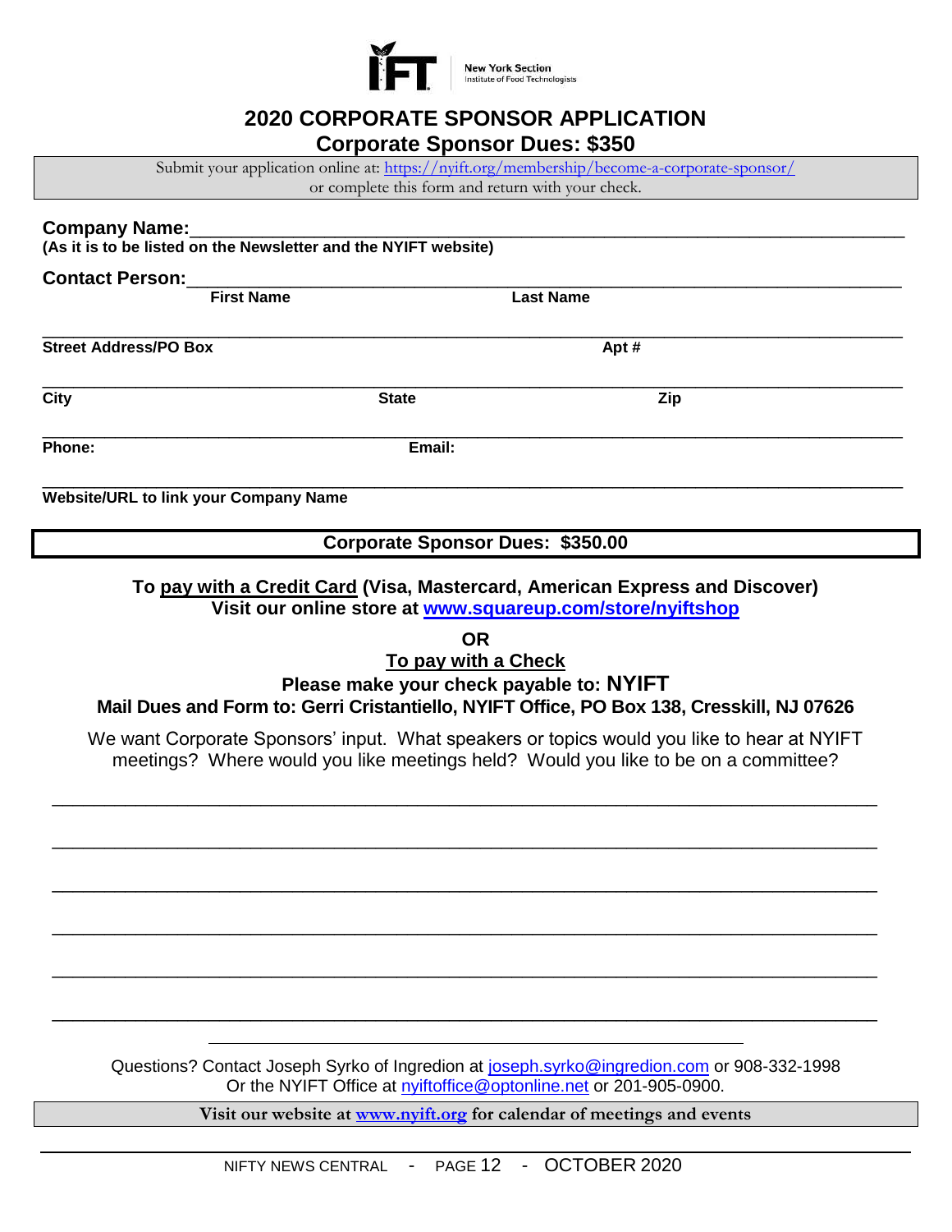New York Section
Institute of Food Technologists

# 2020 CORPORATE SPONSOR APPLICATION

## Corporate Sponsor Dues: $350

Submit your application online at: https://nyift.org/membership/become-a-corporate-sponsor/
or complete this form and return with your check.

**Company Name:**\_\_\_\_\_\_\_\_\_\_\_\_\_\_\_\_\_\_\_\_\_\_\_\_\_\_\_\_\_\_\_\_\_\_\_\_\_\_\_\_

**(As it is to be listed on the Newsletter and the NYIFT website)**

**Contact Person:**\_\_\_\_\_\_\_\_\_\_\_\_\_\_\_\_\_\_\_\_\_\_\_\_\_\_\_\_\_\_\_\_\_\_\_\_\_\_\_\_

**First Name** **Last Name**

\_\_\_\_\_\_\_\_\_\_\_\_\_\_\_\_\_\_\_\_\_\_\_\_\_\_\_\_\_\_\_\_\_\_\_\_\_\_\_\_\_\_\_\_\_\_\_\_\_\_\_\_

**Street Address/PO Box** **Apt #**

\_\_\_\_\_\_\_\_\_\_\_\_\_\_\_\_\_\_\_\_\_\_\_\_\_\_\_\_\_\_\_\_\_\_\_\_\_\_\_\_\_\_\_\_\_\_\_\_\_\_\_\_

**City** **State** **Zip**

\_\_\_\_\_\_\_\_\_\_\_\_\_\_\_\_\_\_\_\_\_\_\_\_\_\_\_\_\_\_\_\_\_\_\_\_\_\_\_\_\_\_\_\_\_\_\_\_\_\_\_\_

**Phone:** **Email:**

\_\_\_\_\_\_\_\_\_\_\_\_\_\_\_\_\_\_\_\_\_\_\_\_\_\_\_\_\_\_\_\_\_\_\_\_\_\_\_\_\_\_\_\_\_\_\_\_\_\_\_\_

**Website/URL to link your Company Name**

**Corporate Sponsor Dues: $350.00**

**To pay with a Credit Card (Visa, Mastercard, American Express and Discover)**
**Visit our online store at www.squareup.com/store/nyiftshop**

**OR**

**To pay with a Check**

**Please make your check payable to: NYIFT**

**Mail Dues and Form to: Gerri Cristantiello, NYIFT Office, PO Box 138, Cresskill, NJ 07626**

We want Corporate Sponsors' input. What speakers or topics would you like to hear at NYIFT meetings? Where would you like meetings held? Would you like to be on a committee?

\_\_\_\_\_\_\_\_\_\_\_\_\_\_\_\_\_\_\_\_\_\_\_\_\_\_\_\_\_\_\_\_\_\_\_\_\_\_\_\_\_\_\_\_\_\_\_\_\_\_\_\_

\_\_\_\_\_\_\_\_\_\_\_\_\_\_\_\_\_\_\_\_\_\_\_\_\_\_\_\_\_\_\_\_\_\_\_\_\_\_\_\_\_\_\_\_\_\_\_\_\_\_\_\_

\_\_\_\_\_\_\_\_\_\_\_\_\_\_\_\_\_\_\_\_\_\_\_\_\_\_\_\_\_\_\_\_\_\_\_\_\_\_\_\_\_\_\_\_\_\_\_\_\_\_\_\_

\_\_\_\_\_\_\_\_\_\_\_\_\_\_\_\_\_\_\_\_\_\_\_\_\_\_\_\_\_\_\_\_\_\_\_\_\_\_\_\_\_\_\_\_\_\_\_\_\_\_\_\_

\_\_\_\_\_\_\_\_\_\_\_\_\_\_\_\_\_\_\_\_\_\_\_\_\_\_\_\_\_\_\_\_\_\_\_\_\_\_\_\_\_\_\_\_\_\_\_\_\_\_\_\_

\_\_\_\_\_\_\_\_\_\_\_\_\_\_\_\_\_\_\_\_\_\_\_\_\_\_\_\_\_\_\_\_\_\_\_\_\_\_\_\_\_\_\_\_\_\_\_\_\_\_\_\_

Questions? Contact Joseph Syrko of Ingredion at joseph.syrko@ingredion.com or 908-332-1998
Or the NYIFT Office at nyiftoffice@optonline.net or 201-905-0900.

**Visit our website at www.nyift.org for calendar of meetings and events**